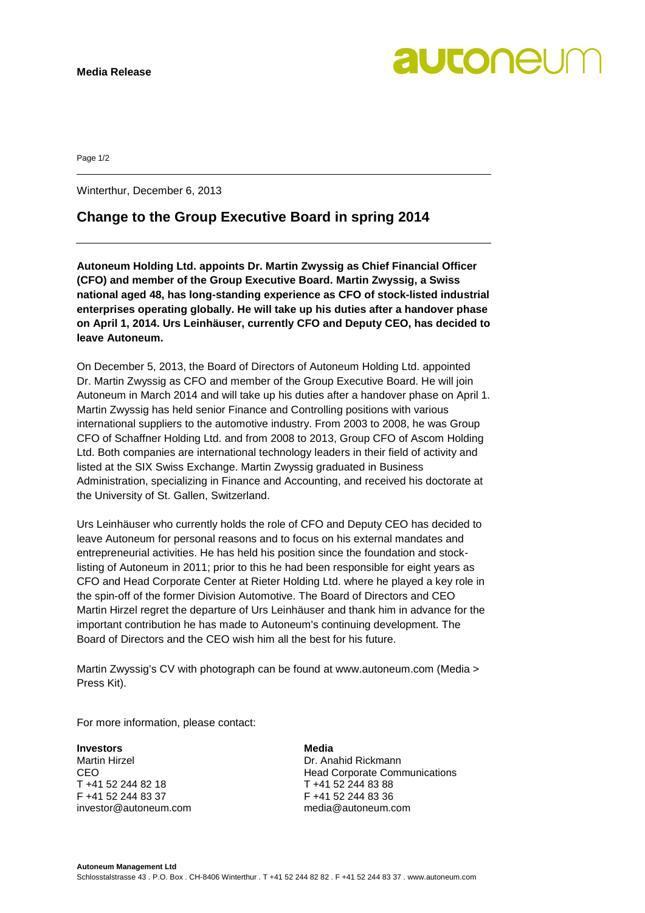**Media Release**

Winterthur, December 6, 2013

# Change to the Group Executive Board in spring 2014

**Autoneum Holding Ltd. appoints Dr. Martin Zwyssig as Chief Financial Officer (CFO) and member of the Group Executive Board. Martin Zwyssig, a Swiss national aged 48, has long-standing experience as CFO of stock-listed industrial enterprises operating globally. He will take up his duties after a handover phase on April 1, 2014. Urs Leinhäuser, currently CFO and Deputy CEO, has decided to leave Autoneum.**

On December 5, 2013, the Board of Directors of Autoneum Holding Ltd. appointed Dr. Martin Zwyssig as CFO and member of the Group Executive Board. He will join Autoneum in March 2014 and will take up his duties after a handover phase on April 1. Martin Zwyssig has held senior Finance and Controlling positions with various international suppliers to the automotive industry. From 2003 to 2008, he was Group CFO of Schaffner Holding Ltd. and from 2008 to 2013, Group CFO of Ascom Holding Ltd. Both companies are international technology leaders in their field of activity and listed at the SIX Swiss Exchange. Martin Zwyssig graduated in Business Administration, specializing in Finance and Accounting, and received his doctorate at the University of St. Gallen, Switzerland.

Urs Leinhäuser who currently holds the role of CFO and Deputy CEO has decided to leave Autoneum for personal reasons and to focus on his external mandates and entrepreneurial activities. He has held his position since the foundation and stock-listing of Autoneum in 2011; prior to this he had been responsible for eight years as CFO and Head Corporate Center at Rieter Holding Ltd. where he played a key role in the spin-off of the former Division Automotive. The Board of Directors and CEO Martin Hirzel regret the departure of Urs Leinhäuser and thank him in advance for the important contribution he has made to Autoneum's continuing development. The Board of Directors and the CEO wish him all the best for his future.

Martin Zwyssig's CV with photograph can be found at www.autoneum.com (Media > Press Kit).

For more information, please contact:

**Investors**
Martin Hirzel
CEO
T +41 52 244 82 18
F +41 52 244 83 37
investor@autoneum.com

**Media**
Dr. Anahid Rickmann
Head Corporate Communications
T +41 52 244 83 88
F +41 52 244 83 36
media@autoneum.com

**Autoneum Management Ltd**
Schlosstalstrasse 43 . P.O. Box . CH-8406 Winterthur . T +41 52 244 82 82 . F +41 52 244 83 37 . www.autoneum.com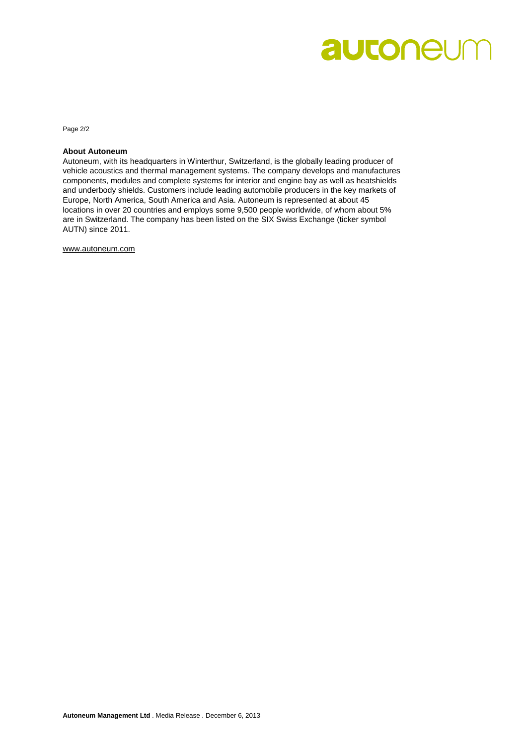**About Autoneum**

Autoneum, with its headquarters in Winterthur, Switzerland, is the globally leading producer of vehicle acoustics and thermal management systems. The company develops and manufactures components, modules and complete systems for interior and engine bay as well as heatshields and underbody shields. Customers include leading automobile producers in the key markets of Europe, North America, South America and Asia. Autoneum is represented at about 45 locations in over 20 countries and employs some 9,500 people worldwide, of whom about 5% are in Switzerland. The company has been listed on the SIX Swiss Exchange (ticker symbol AUTN) since 2011.

www.autoneum.com